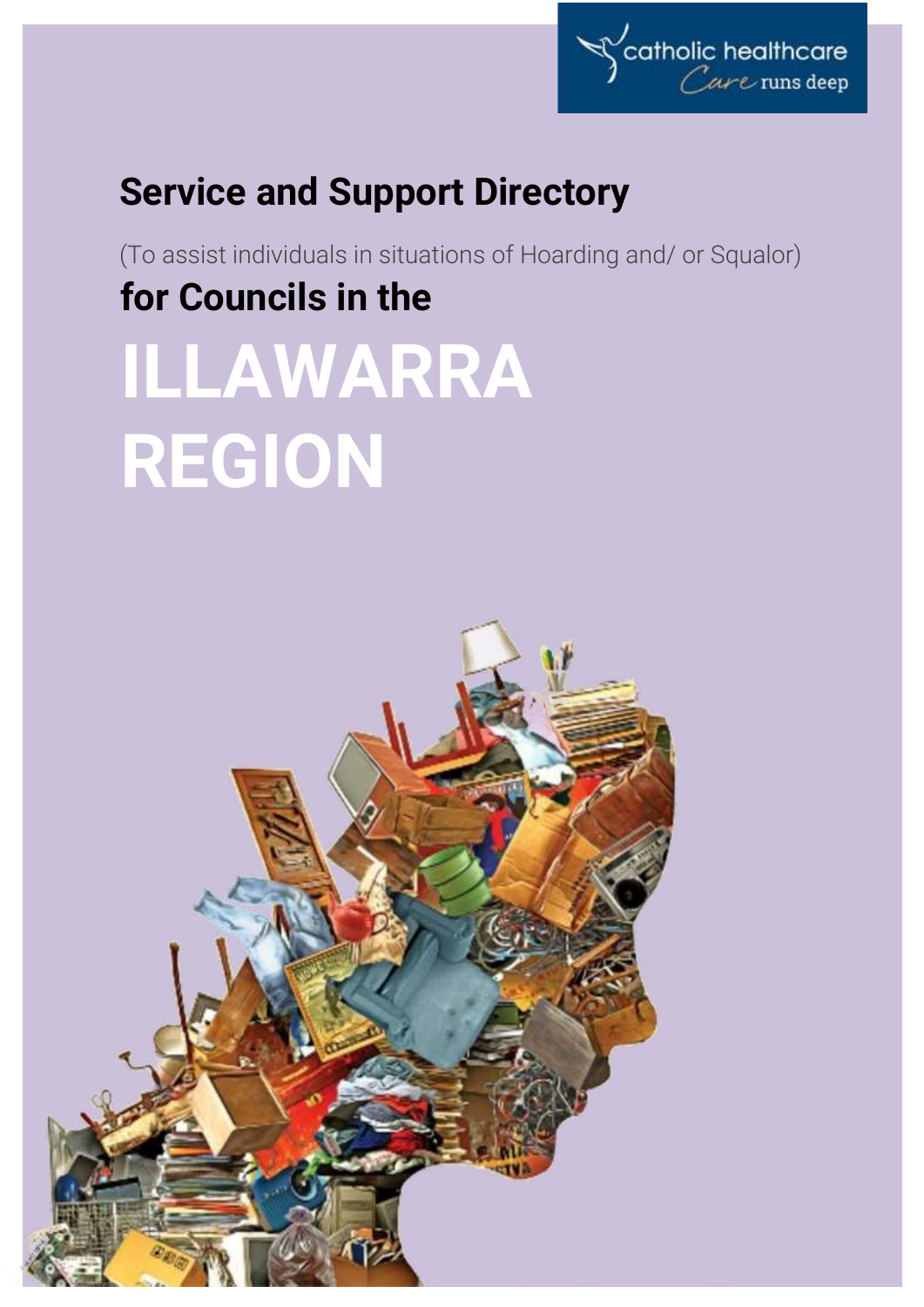catholic healthcare
Care runs deep

# Service and Support Directory

(To assist individuals in situations of Hoarding and/ or Squalor)

## for Councils in the

# ILLAWARRA REGION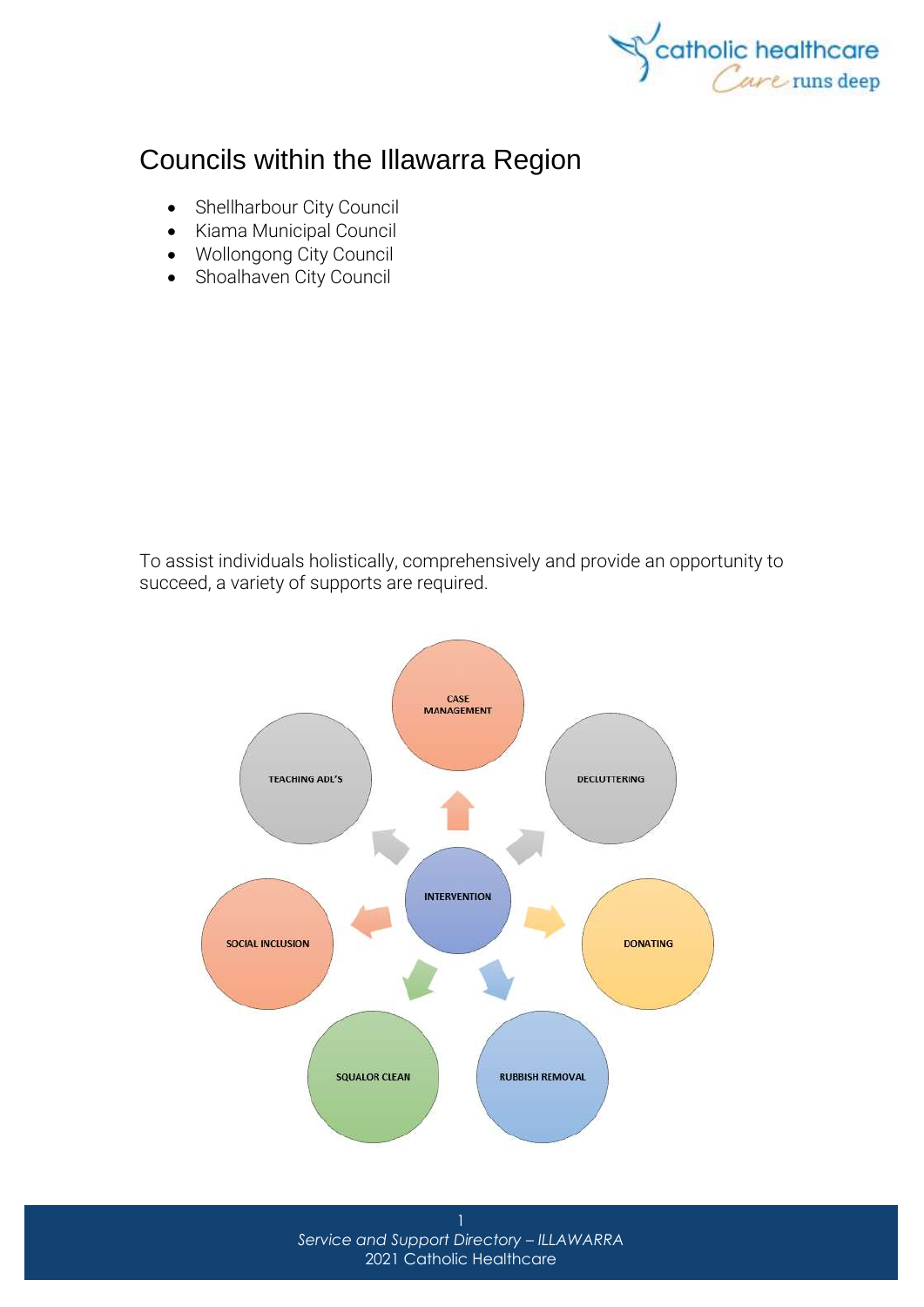# Councils within the Illawarra Region

- Shellharbour City Council
- Kiama Municipal Council
- Wollongong City Council
- Shoalhaven City Council

To assist individuals holistically, comprehensively and provide an opportunity to succeed, a variety of supports are required.

INTERVENTION

CASE MANAGEMENT

DECLUTTERING

DONATING

RUBBISH REMOVAL

SQUALOR CLEAN

SOCIAL INCLUSION

TEACHING ADL'S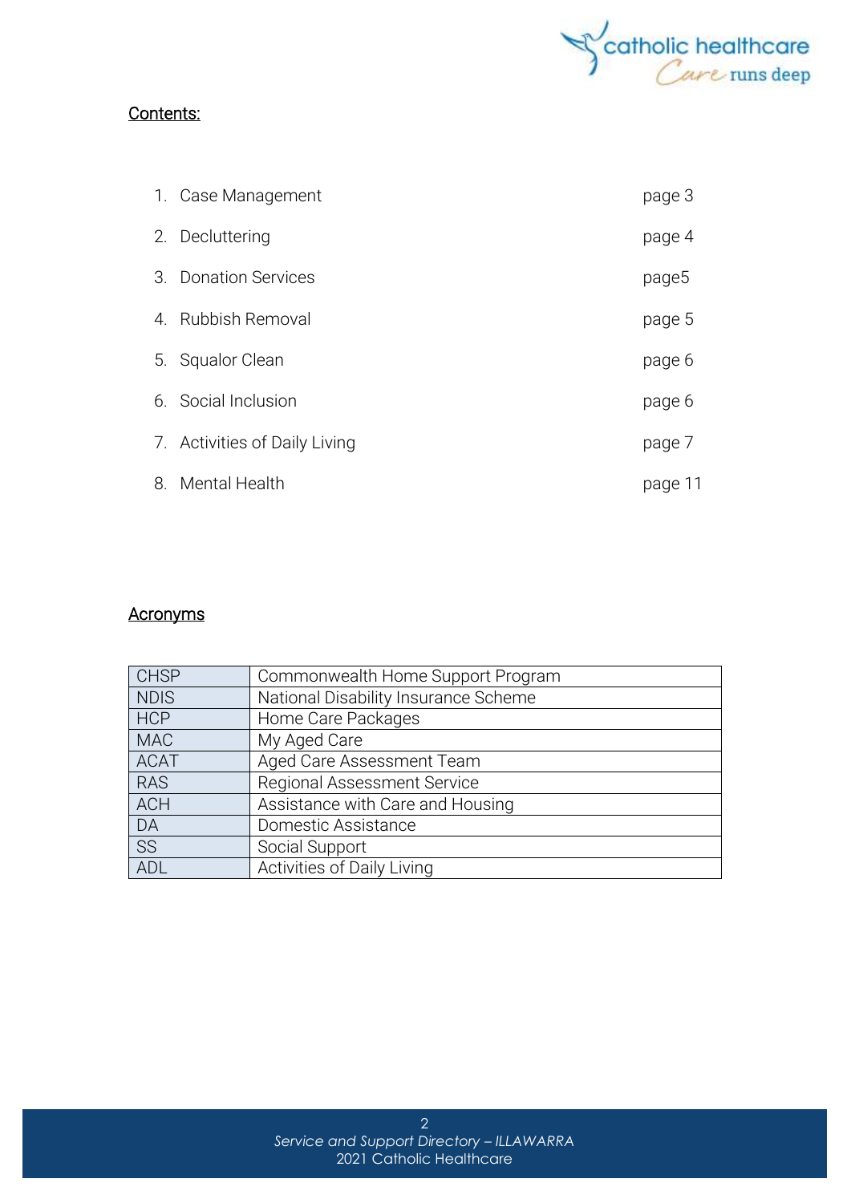## Contents:

1. Case Management page 3
2. Decluttering page 4
3. Donation Services page5
4. Rubbish Removal page 5
5. Squalor Clean page 6
6. Social Inclusion page 6
7. Activities of Daily Living page 7
8. Mental Health page 11

## Acronyms

| CHSP | Commonwealth Home Support Program |
|---|---|
| NDIS | National Disability Insurance Scheme |
| HCP | Home Care Packages |
| MAC | My Aged Care |
| ACAT | Aged Care Assessment Team |
| RAS | Regional Assessment Service |
| ACH | Assistance with Care and Housing |
| DA | Domestic Assistance |
| SS | Social Support |
| ADL | Activities of Daily Living |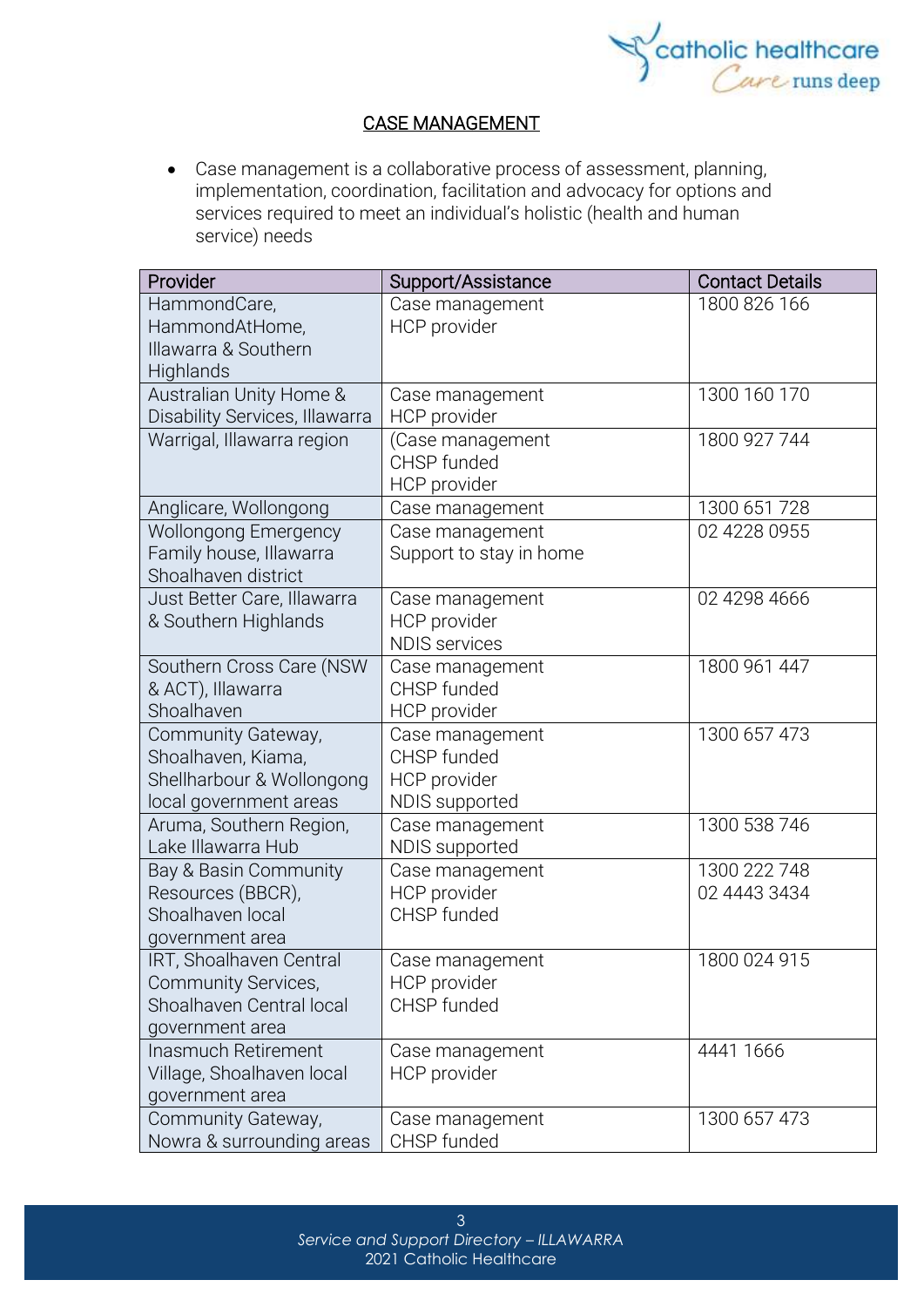## CASE MANAGEMENT

- Case management is a collaborative process of assessment, planning, implementation, coordination, facilitation and advocacy for options and services required to meet an individual's holistic (health and human service) needs

| Provider | Support/Assistance | Contact Details |
|---|---|---|
| HammondCare, HammondAtHome, Illawarra & Southern Highlands | Case management<br>HCP provider | 1800 826 166 |
| Australian Unity Home & Disability Services, Illawarra | Case management<br>HCP provider | 1300 160 170 |
| Warrigal, Illawarra region | (Case management<br>CHSP funded<br>HCP provider | 1800 927 744 |
| Anglicare, Wollongong | Case management | 1300 651 728 |
| Wollongong Emergency Family house, Illawarra Shoalhaven district | Case management<br>Support to stay in home | 02 4228 0955 |
| Just Better Care, Illawarra & Southern Highlands | Case management<br>HCP provider<br>NDIS services | 02 4298 4666 |
| Southern Cross Care (NSW & ACT), Illawarra Shoalhaven | Case management<br>CHSP funded<br>HCP provider | 1800 961 447 |
| Community Gateway, Shoalhaven, Kiama, Shellharbour & Wollongong local government areas | Case management<br>CHSP funded<br>HCP provider<br>NDIS supported | 1300 657 473 |
| Aruma, Southern Region, Lake Illawarra Hub | Case management<br>NDIS supported | 1300 538 746 |
| Bay & Basin Community Resources (BBCR), Shoalhaven local government area | Case management<br>HCP provider<br>CHSP funded | 1300 222 748<br>02 4443 3434 |
| IRT, Shoalhaven Central Community Services, Shoalhaven Central local government area | Case management<br>HCP provider<br>CHSP funded | 1800 024 915 |
| Inasmuch Retirement Village, Shoalhaven local government area | Case management<br>HCP provider | 4441 1666 |
| Community Gateway, Nowra & surrounding areas | Case management<br>CHSP funded | 1300 657 473 |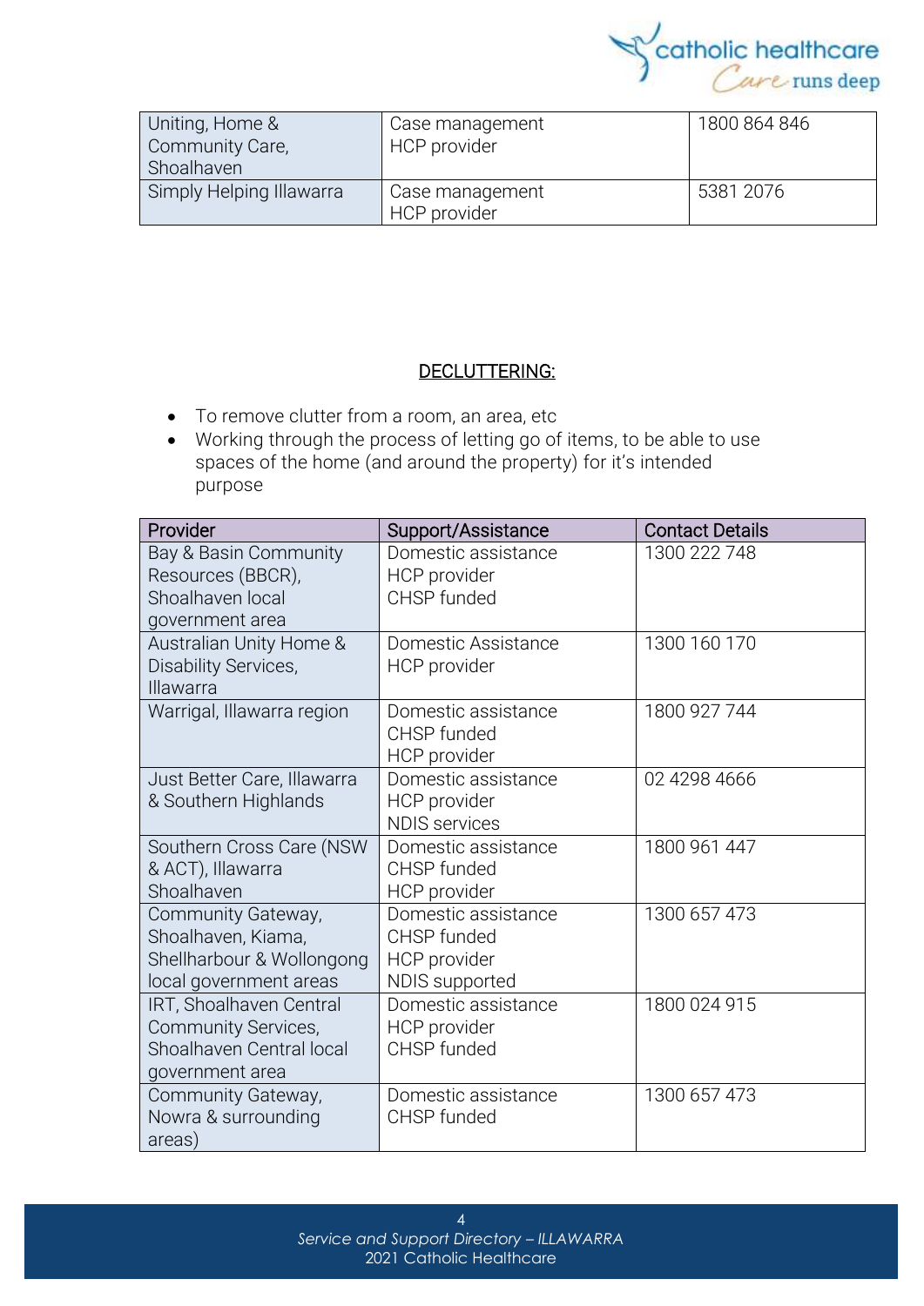| | | |
|---|---|---|
| Uniting, Home & Community Care, Shoalhaven | Case management<br>HCP provider | 1800 864 846 |
| Simply Helping Illawarra | Case management<br>HCP provider | 5381 2076 |

## DECLUTTERING:

- To remove clutter from a room, an area, etc
- Working through the process of letting go of items, to be able to use spaces of the home (and around the property) for it's intended purpose

| Provider | Support/Assistance | Contact Details |
|---|---|---|
| Bay & Basin Community Resources (BBCR), Shoalhaven local government area | Domestic assistance<br>HCP provider<br>CHSP funded | 1300 222 748 |
| Australian Unity Home & Disability Services, Illawarra | Domestic Assistance<br>HCP provider | 1300 160 170 |
| Warrigal, Illawarra region | Domestic assistance<br>CHSP funded<br>HCP provider | 1800 927 744 |
| Just Better Care, Illawarra & Southern Highlands | Domestic assistance<br>HCP provider<br>NDIS services | 02 4298 4666 |
| Southern Cross Care (NSW & ACT), Illawarra Shoalhaven | Domestic assistance<br>CHSP funded<br>HCP provider | 1800 961 447 |
| Community Gateway, Shoalhaven, Kiama, Shellharbour & Wollongong local government areas | Domestic assistance<br>CHSP funded<br>HCP provider<br>NDIS supported | 1300 657 473 |
| IRT, Shoalhaven Central Community Services, Shoalhaven Central local government area | Domestic assistance<br>HCP provider<br>CHSP funded | 1800 024 915 |
| Community Gateway, Nowra & surrounding areas) | Domestic assistance<br>CHSP funded | 1300 657 473 |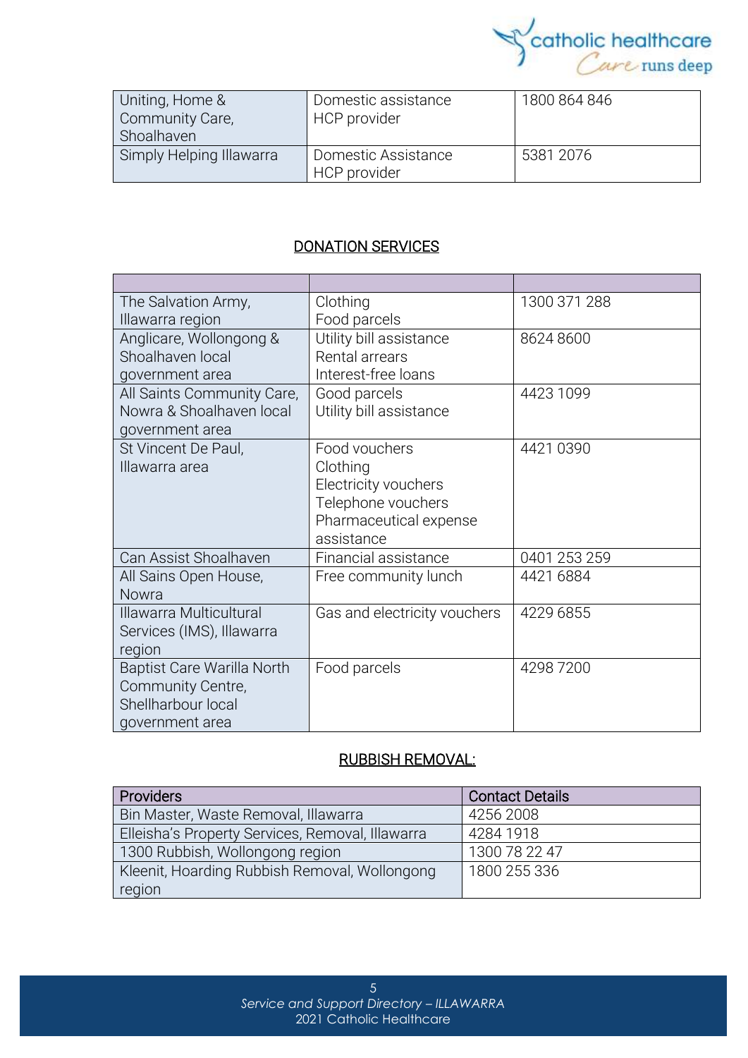| Uniting, Home & Community Care, Shoalhaven | Domestic assistance HCP provider | 1800 864 846 |
|---|---|---|
| Simply Helping Illawarra | Domestic Assistance HCP provider | 5381 2076 |

## DONATION SERVICES

| | | |
|---|---|---|
| The Salvation Army, Illawarra region | Clothing<br>Food parcels | 1300 371 288 |
| Anglicare, Wollongong & Shoalhaven local government area | Utility bill assistance<br>Rental arrears<br>Interest-free loans | 8624 8600 |
| All Saints Community Care, Nowra & Shoalhaven local government area | Good parcels<br>Utility bill assistance | 4423 1099 |
| St Vincent De Paul, Illawarra area | Food vouchers<br>Clothing<br>Electricity vouchers<br>Telephone vouchers<br>Pharmaceutical expense assistance | 4421 0390 |
| Can Assist Shoalhaven | Financial assistance | 0401 253 259 |
| All Sains Open House, Nowra | Free community lunch | 4421 6884 |
| Illawarra Multicultural Services (IMS), Illawarra region | Gas and electricity vouchers | 4229 6855 |
| Baptist Care Warilla North Community Centre, Shellharbour local government area | Food parcels | 4298 7200 |

## RUBBISH REMOVAL:

| Providers | Contact Details |
|---|---|
| Bin Master, Waste Removal, Illawarra | 4256 2008 |
| Elleisha's Property Services, Removal, Illawarra | 4284 1918 |
| 1300 Rubbish, Wollongong region | 1300 78 22 47 |
| Kleenit, Hoarding Rubbish Removal, Wollongong region | 1800 255 336 |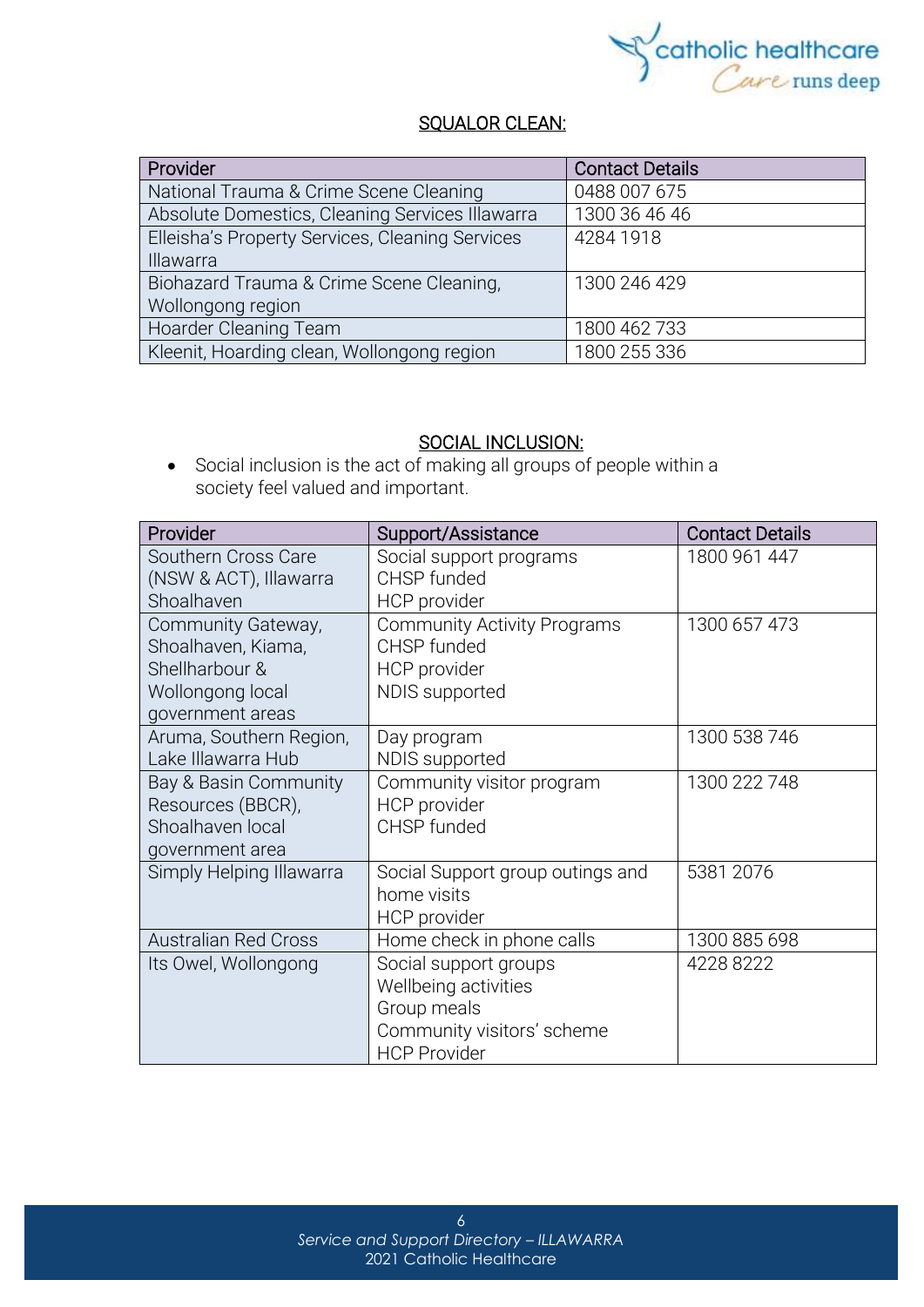## SQUALOR CLEAN:

| Provider | Contact Details |
|---|---|
| National Trauma & Crime Scene Cleaning | 0488 007 675 |
| Absolute Domestics, Cleaning Services Illawarra | 1300 36 46 46 |
| Elleisha's Property Services, Cleaning Services Illawarra | 4284 1918 |
| Biohazard Trauma & Crime Scene Cleaning, Wollongong region | 1300 246 429 |
| Hoarder Cleaning Team | 1800 462 733 |
| Kleenit, Hoarding clean, Wollongong region | 1800 255 336 |

## SOCIAL INCLUSION:

- Social inclusion is the act of making all groups of people within a society feel valued and important.

| Provider | Support/Assistance | Contact Details |
|---|---|---|
| Southern Cross Care (NSW & ACT), Illawarra Shoalhaven | Social support programs<br>CHSP funded<br>HCP provider | 1800 961 447 |
| Community Gateway, Shoalhaven, Kiama, Shellharbour & Wollongong local government areas | Community Activity Programs<br>CHSP funded<br>HCP provider<br>NDIS supported | 1300 657 473 |
| Aruma, Southern Region, Lake Illawarra Hub | Day program<br>NDIS supported | 1300 538 746 |
| Bay & Basin Community Resources (BBCR), Shoalhaven local government area | Community visitor program<br>HCP provider<br>CHSP funded | 1300 222 748 |
| Simply Helping Illawarra | Social Support group outings and home visits<br>HCP provider | 5381 2076 |
| Australian Red Cross | Home check in phone calls | 1300 885 698 |
| Its Owel, Wollongong | Social support groups<br>Wellbeing activities<br>Group meals<br>Community visitors' scheme<br>HCP Provider | 4228 8222 |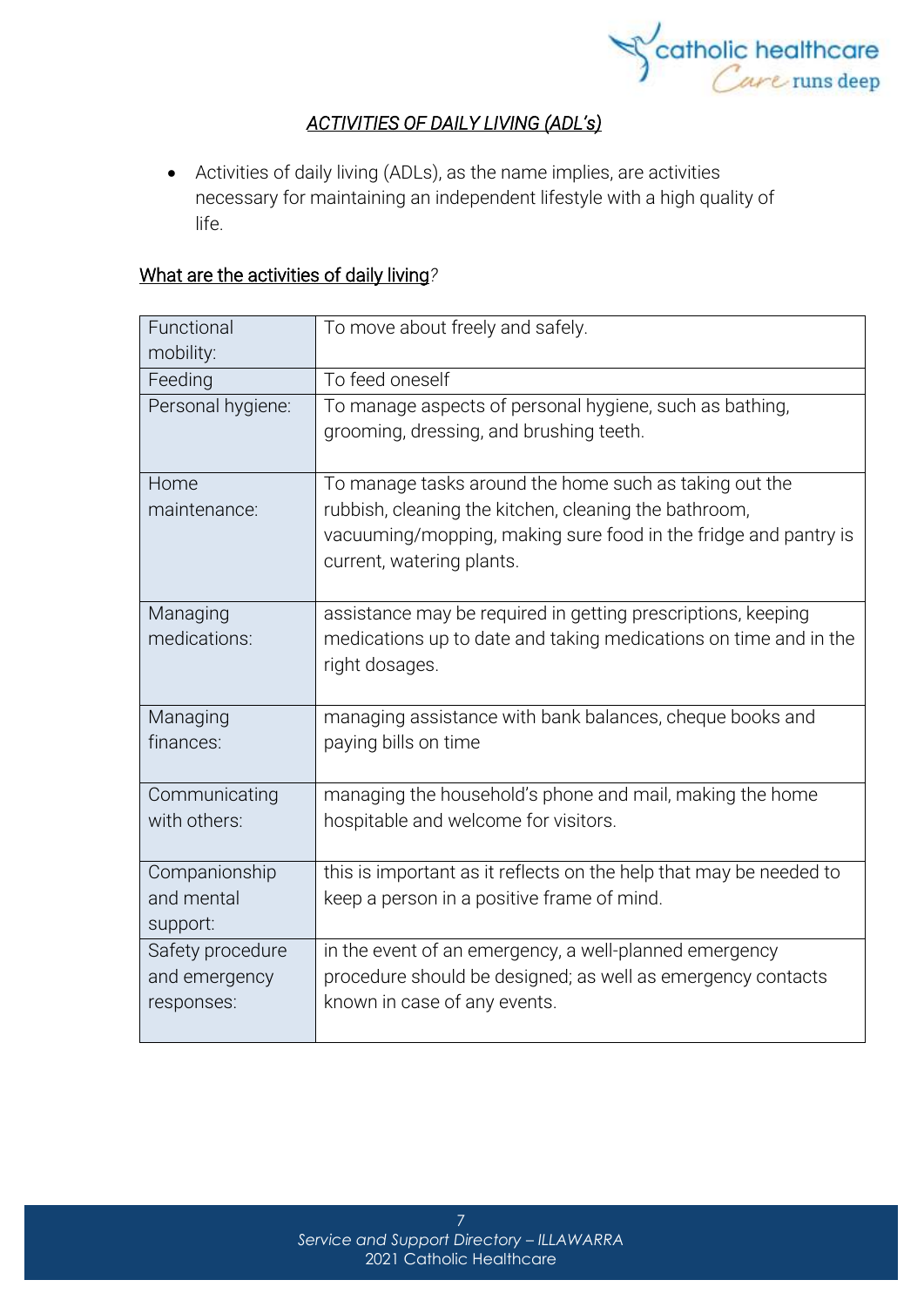## *ACTIVITIES OF DAILY LIVING (ADL's)*

- Activities of daily living (ADLs), as the name implies, are activities necessary for maintaining an independent lifestyle with a high quality of life.

### What are the activities of daily living?

| | |
|---|---|
| Functional mobility: | To move about freely and safely. |
| Feeding | To feed oneself |
| Personal hygiene: | To manage aspects of personal hygiene, such as bathing, grooming, dressing, and brushing teeth. |
| Home maintenance: | To manage tasks around the home such as taking out the rubbish, cleaning the kitchen, cleaning the bathroom, vacuuming/mopping, making sure food in the fridge and pantry is current, watering plants. |
| Managing medications: | assistance may be required in getting prescriptions, keeping medications up to date and taking medications on time and in the right dosages. |
| Managing finances: | managing assistance with bank balances, cheque books and paying bills on time |
| Communicating with others: | managing the household's phone and mail, making the home hospitable and welcome for visitors. |
| Companionship and mental support: | this is important as it reflects on the help that may be needed to keep a person in a positive frame of mind. |
| Safety procedure and emergency responses: | in the event of an emergency, a well-planned emergency procedure should be designed; as well as emergency contacts known in case of any events. |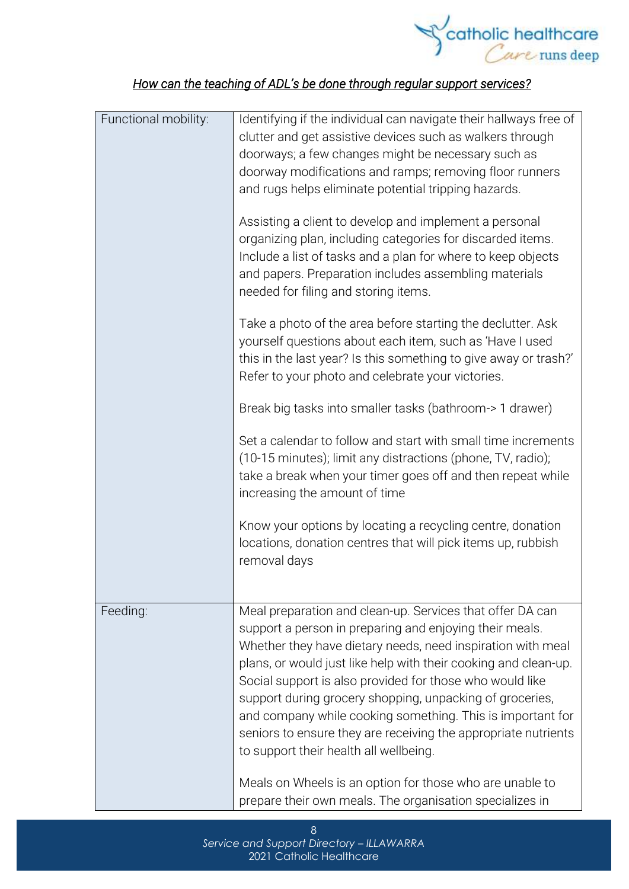*How can the teaching of ADL's be done through regular support services?*

| | |
|---|---|
| Functional mobility: | Identifying if the individual can navigate their hallways free of clutter and get assistive devices such as walkers through doorways; a few changes might be necessary such as doorway modifications and ramps; removing floor runners and rugs helps eliminate potential tripping hazards.<br><br>Assisting a client to develop and implement a personal organizing plan, including categories for discarded items. Include a list of tasks and a plan for where to keep objects and papers. Preparation includes assembling materials needed for filing and storing items.<br><br>Take a photo of the area before starting the declutter. Ask yourself questions about each item, such as 'Have I used this in the last year? Is this something to give away or trash?' Refer to your photo and celebrate your victories.<br><br>Break big tasks into smaller tasks (bathroom-> 1 drawer)<br><br>Set a calendar to follow and start with small time increments (10-15 minutes); limit any distractions (phone, TV, radio); take a break when your timer goes off and then repeat while increasing the amount of time<br><br>Know your options by locating a recycling centre, donation locations, donation centres that will pick items up, rubbish removal days |
| Feeding: | Meal preparation and clean-up. Services that offer DA can support a person in preparing and enjoying their meals. Whether they have dietary needs, need inspiration with meal plans, or would just like help with their cooking and clean-up. Social support is also provided for those who would like support during grocery shopping, unpacking of groceries, and company while cooking something. This is important for seniors to ensure they are receiving the appropriate nutrients to support their health all wellbeing.<br><br>Meals on Wheels is an option for those who are unable to prepare their own meals. The organisation specializes in |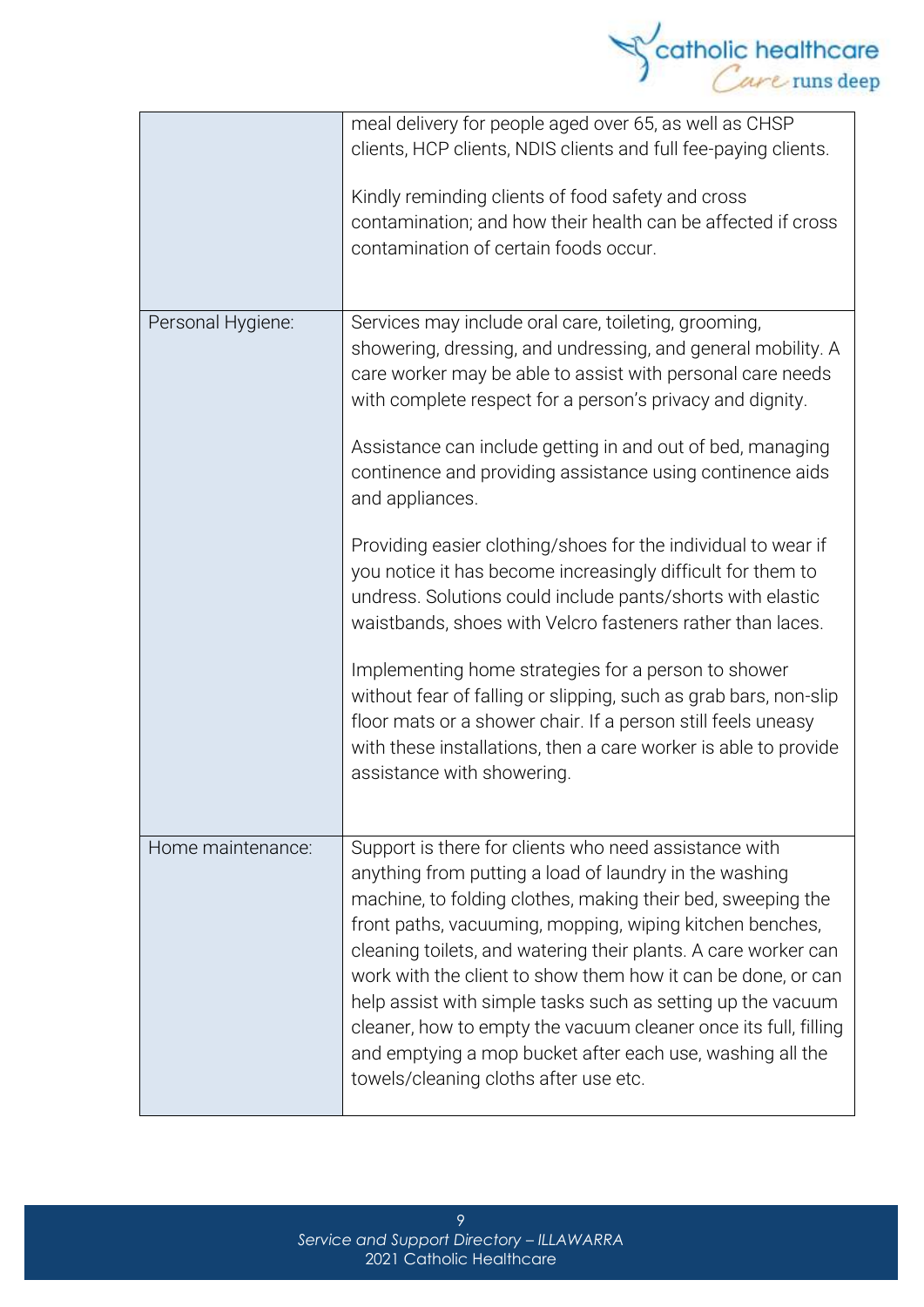| | |
|---|---|
| | meal delivery for people aged over 65, as well as CHSP clients, HCP clients, NDIS clients and full fee-paying clients.<br><br>Kindly reminding clients of food safety and cross contamination; and how their health can be affected if cross contamination of certain foods occur. |
| Personal Hygiene: | Services may include oral care, toileting, grooming, showering, dressing, and undressing, and general mobility. A care worker may be able to assist with personal care needs with complete respect for a person's privacy and dignity.<br><br>Assistance can include getting in and out of bed, managing continence and providing assistance using continence aids and appliances.<br><br>Providing easier clothing/shoes for the individual to wear if you notice it has become increasingly difficult for them to undress. Solutions could include pants/shorts with elastic waistbands, shoes with Velcro fasteners rather than laces.<br><br>Implementing home strategies for a person to shower without fear of falling or slipping, such as grab bars, non-slip floor mats or a shower chair. If a person still feels uneasy with these installations, then a care worker is able to provide assistance with showering. |
| Home maintenance: | Support is there for clients who need assistance with anything from putting a load of laundry in the washing machine, to folding clothes, making their bed, sweeping the front paths, vacuuming, mopping, wiping kitchen benches, cleaning toilets, and watering their plants. A care worker can work with the client to show them how it can be done, or can help assist with simple tasks such as setting up the vacuum cleaner, how to empty the vacuum cleaner once its full, filling and emptying a mop bucket after each use, washing all the towels/cleaning cloths after use etc. |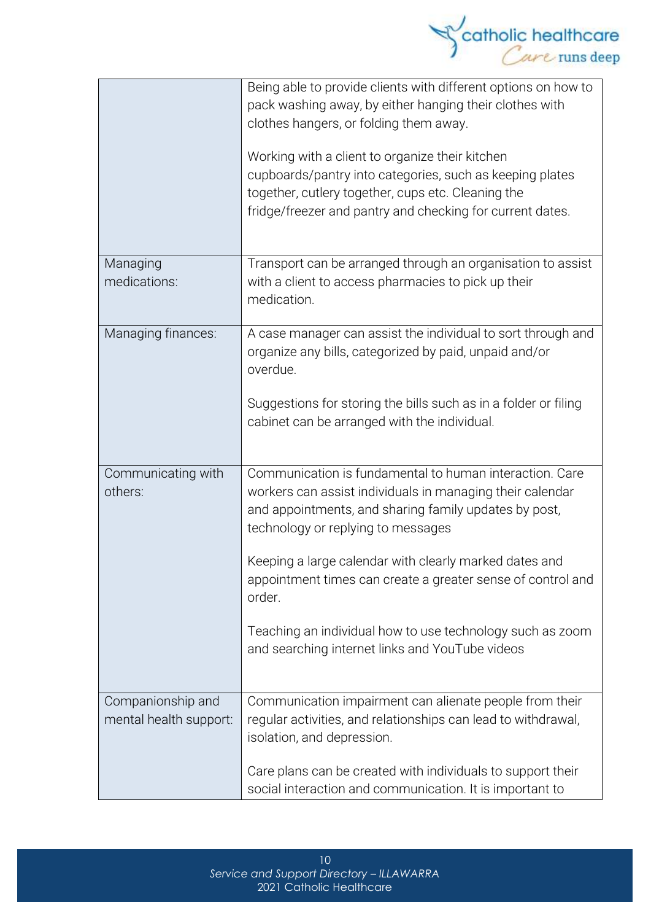| | |
|---|---|
| | Being able to provide clients with different options on how to pack washing away, by either hanging their clothes with clothes hangers, or folding them away.<br><br>Working with a client to organize their kitchen cupboards/pantry into categories, such as keeping plates together, cutlery together, cups etc. Cleaning the fridge/freezer and pantry and checking for current dates. |
| Managing medications: | Transport can be arranged through an organisation to assist with a client to access pharmacies to pick up their medication. |
| Managing finances: | A case manager can assist the individual to sort through and organize any bills, categorized by paid, unpaid and/or overdue.<br><br>Suggestions for storing the bills such as in a folder or filing cabinet can be arranged with the individual. |
| Communicating with others: | Communication is fundamental to human interaction. Care workers can assist individuals in managing their calendar and appointments, and sharing family updates by post, technology or replying to messages<br><br>Keeping a large calendar with clearly marked dates and appointment times can create a greater sense of control and order.<br><br>Teaching an individual how to use technology such as zoom and searching internet links and YouTube videos |
| Companionship and mental health support: | Communication impairment can alienate people from their regular activities, and relationships can lead to withdrawal, isolation, and depression.<br><br>Care plans can be created with individuals to support their social interaction and communication. It is important to |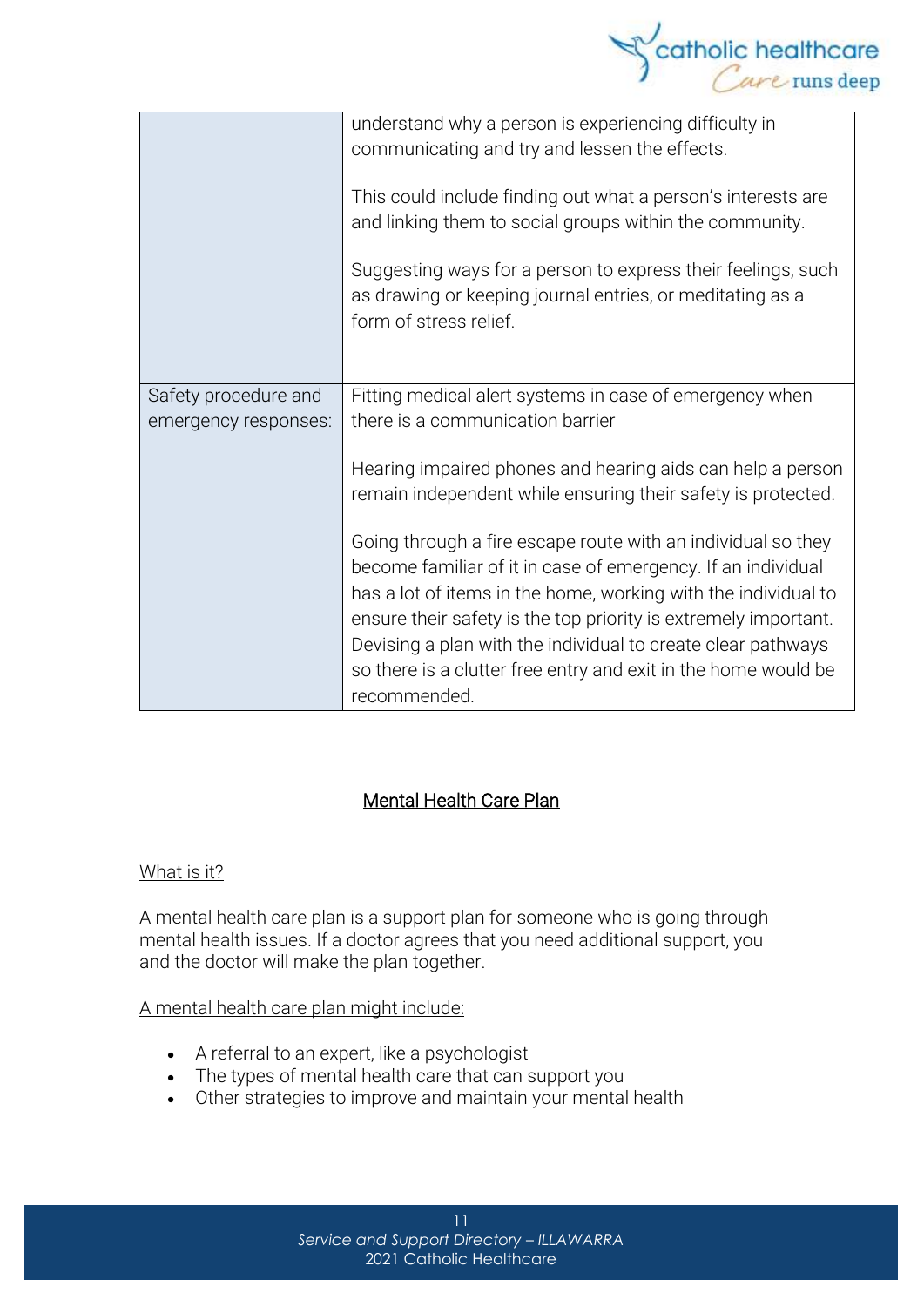| | |
|---|---|
| | understand why a person is experiencing difficulty in communicating and try and lessen the effects.<br><br>This could include finding out what a person's interests are and linking them to social groups within the community.<br><br>Suggesting ways for a person to express their feelings, such as drawing or keeping journal entries, or meditating as a form of stress relief. |
| Safety procedure and emergency responses: | Fitting medical alert systems in case of emergency when there is a communication barrier<br><br>Hearing impaired phones and hearing aids can help a person remain independent while ensuring their safety is protected.<br><br>Going through a fire escape route with an individual so they become familiar of it in case of emergency. If an individual has a lot of items in the home, working with the individual to ensure their safety is the top priority is extremely important. Devising a plan with the individual to create clear pathways so there is a clutter free entry and exit in the home would be recommended. |

## Mental Health Care Plan

### What is it?

A mental health care plan is a support plan for someone who is going through mental health issues. If a doctor agrees that you need additional support, you and the doctor will make the plan together.

A mental health care plan might include:

- A referral to an expert, like a psychologist
- The types of mental health care that can support you
- Other strategies to improve and maintain your mental health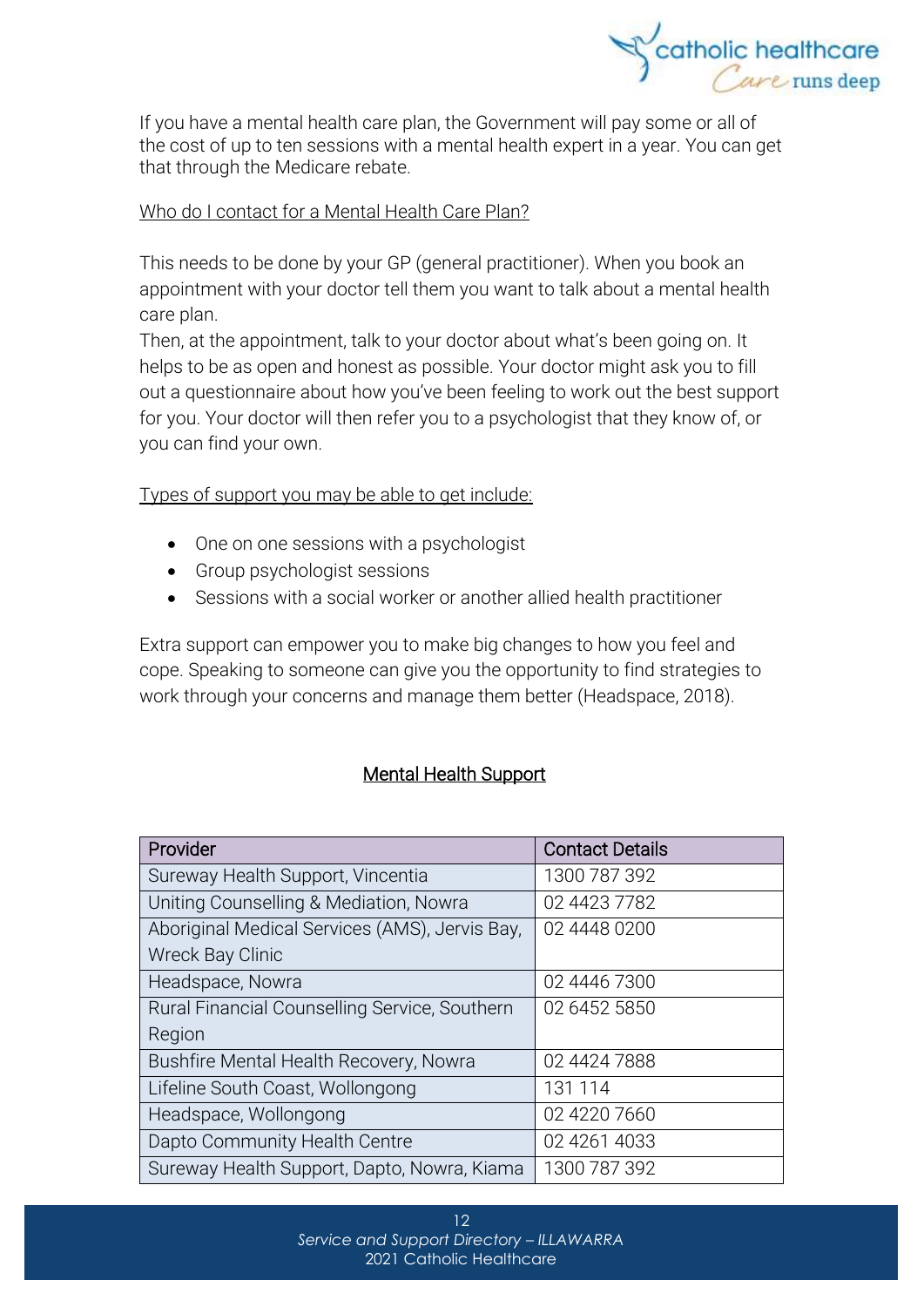If you have a mental health care plan, the Government will pay some or all of the cost of up to ten sessions with a mental health expert in a year. You can get that through the Medicare rebate.

Who do I contact for a Mental Health Care Plan?

This needs to be done by your GP (general practitioner). When you book an appointment with your doctor tell them you want to talk about a mental health care plan.

Then, at the appointment, talk to your doctor about what's been going on. It helps to be as open and honest as possible. Your doctor might ask you to fill out a questionnaire about how you've been feeling to work out the best support for you. Your doctor will then refer you to a psychologist that they know of, or you can find your own.

Types of support you may be able to get include:

- One on one sessions with a psychologist
- Group psychologist sessions
- Sessions with a social worker or another allied health practitioner

Extra support can empower you to make big changes to how you feel and cope. Speaking to someone can give you the opportunity to find strategies to work through your concerns and manage them better (Headspace, 2018).

## Mental Health Support

| Provider | Contact Details |
|---|---|
| Sureway Health Support, Vincentia | 1300 787 392 |
| Uniting Counselling & Mediation, Nowra | 02 4423 7782 |
| Aboriginal Medical Services (AMS), Jervis Bay, Wreck Bay Clinic | 02 4448 0200 |
| Headspace, Nowra | 02 4446 7300 |
| Rural Financial Counselling Service, Southern Region | 02 6452 5850 |
| Bushfire Mental Health Recovery, Nowra | 02 4424 7888 |
| Lifeline South Coast, Wollongong | 131 114 |
| Headspace, Wollongong | 02 4220 7660 |
| Dapto Community Health Centre | 02 4261 4033 |
| Sureway Health Support, Dapto, Nowra, Kiama | 1300 787 392 |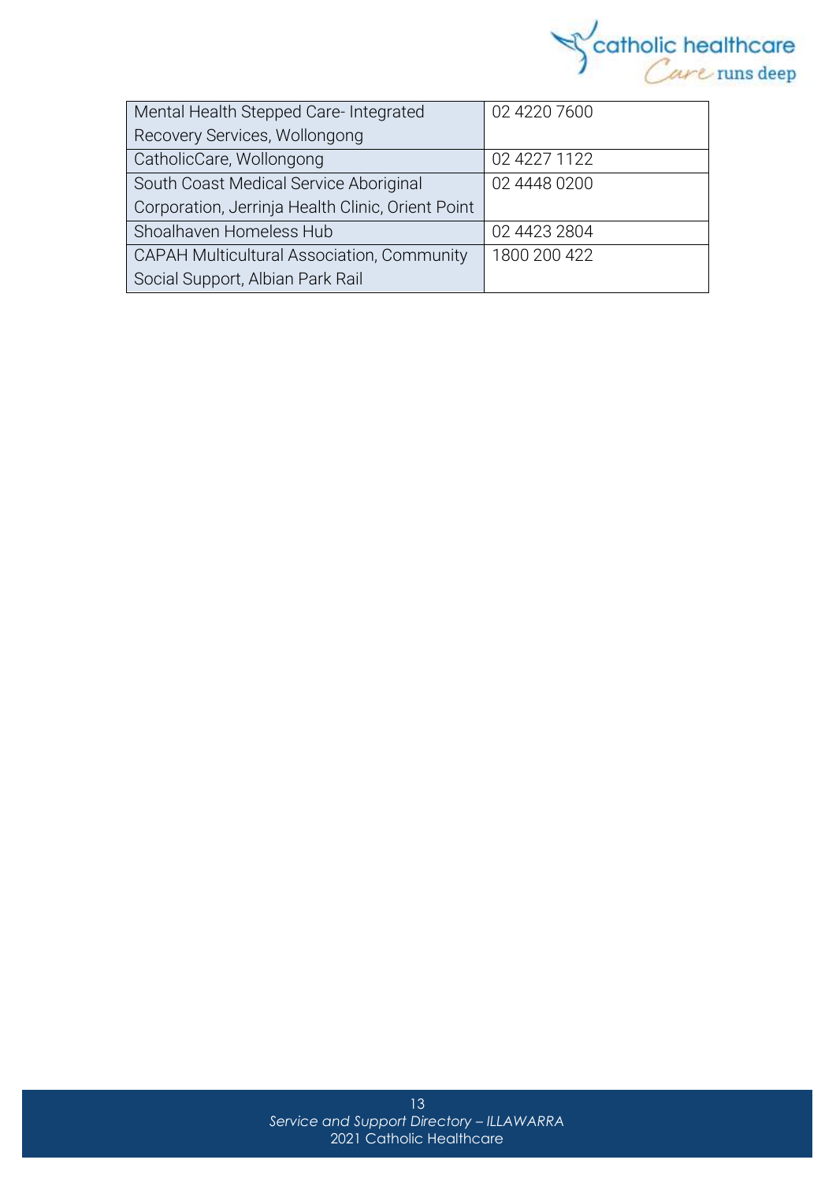| | |
|---|---|
| Mental Health Stepped Care- Integrated Recovery Services, Wollongong | 02 4220 7600 |
| CatholicCare, Wollongong | 02 4227 1122 |
| South Coast Medical Service Aboriginal Corporation, Jerrinja Health Clinic, Orient Point | 02 4448 0200 |
| Shoalhaven Homeless Hub | 02 4423 2804 |
| CAPAH Multicultural Association, Community Social Support, Albian Park Rail | 1800 200 422 |